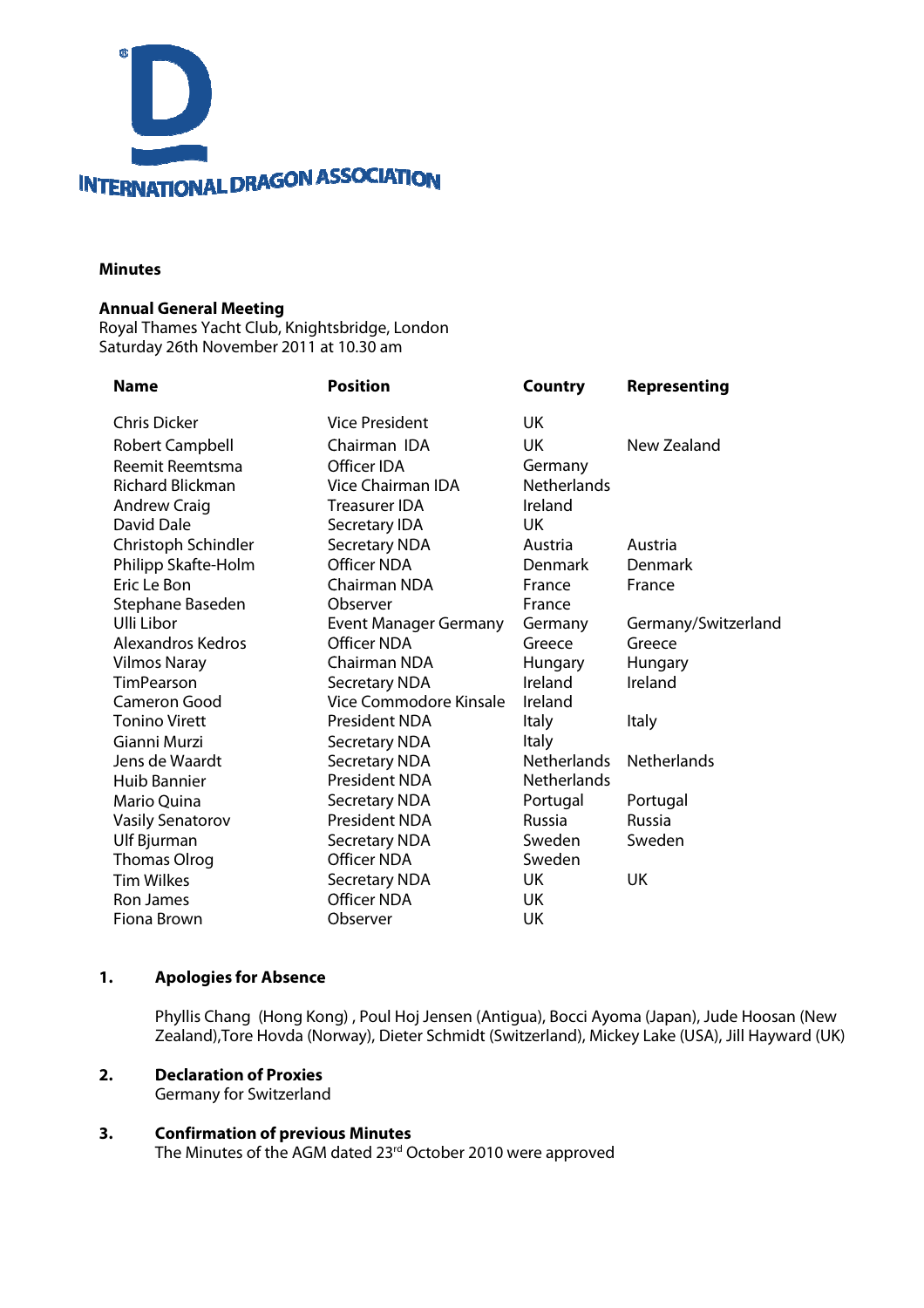INTERNATIONAL DRAGON ASSOCIATION

**Minutes**

**Annual General Meeting**
Royal Thames Yacht Club, Knightsbridge, London
Saturday 26th November 2011 at 10.30 am

| Name | Position | Country | Representing |
|---|---|---|---|
| Chris Dicker | Vice President | UK | |
| Robert Campbell | Chairman IDA | UK | New Zealand |
| Reemit Reemtsma | Officer IDA | Germany | |
| Richard Blickman | Vice Chairman IDA | Netherlands | |
| Andrew Craig | Treasurer IDA | Ireland | |
| David Dale | Secretary IDA | UK | |
| Christoph Schindler | Secretary NDA | Austria | Austria |
| Philipp Skafte-Holm | Officer NDA | Denmark | Denmark |
| Eric Le Bon | Chairman NDA | France | France |
| Stephane Baseden | Observer | France | |
| Ulli Libor | Event Manager Germany | Germany | Germany/Switzerland |
| Alexandros Kedros | Officer NDA | Greece | Greece |
| Vilmos Naray | Chairman NDA | Hungary | Hungary |
| TimPearson | Secretary NDA | Ireland | Ireland |
| Cameron Good | Vice Commodore Kinsale | Ireland | |
| Tonino Virett | President NDA | Italy | Italy |
| Gianni Murzi | Secretary NDA | Italy | |
| Jens de Waardt | Secretary NDA | Netherlands | Netherlands |
| Huib Bannier | President NDA | Netherlands | |
| Mario Quina | Secretary NDA | Portugal | Portugal |
| Vasily Senatorov | President NDA | Russia | Russia |
| Ulf Bjurman | Secretary NDA | Sweden | Sweden |
| Thomas Olrog | Officer NDA | Sweden | |
| Tim Wilkes | Secretary NDA | UK | UK |
| Ron James | Officer NDA | UK | |
| Fiona Brown | Observer | UK | |

## 1. Apologies for Absence

Phyllis Chang (Hong Kong) , Poul Hoj Jensen (Antigua), Bocci Ayoma (Japan), Jude Hoosan (New Zealand),Tore Hovda (Norway), Dieter Schmidt (Switzerland), Mickey Lake (USA), Jill Hayward (UK)

## 2. Declaration of Proxies

Germany for Switzerland

## 3. Confirmation of previous Minutes

The Minutes of the AGM dated 23rd October 2010 were approved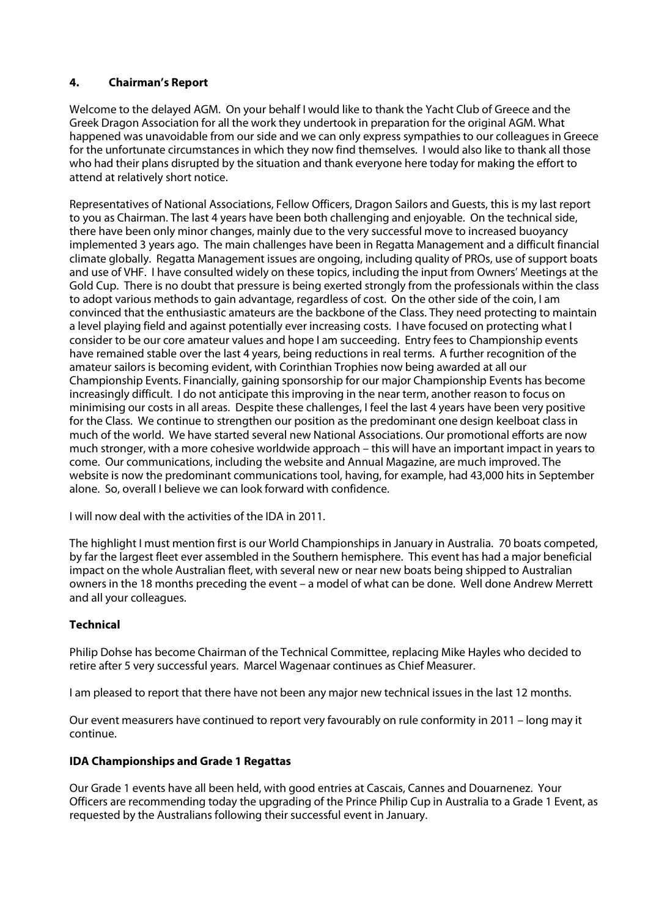### 4. Chairman's Report

Welcome to the delayed AGM. On your behalf I would like to thank the Yacht Club of Greece and the Greek Dragon Association for all the work they undertook in preparation for the original AGM. What happened was unavoidable from our side and we can only express sympathies to our colleagues in Greece for the unfortunate circumstances in which they now find themselves. I would also like to thank all those who had their plans disrupted by the situation and thank everyone here today for making the effort to attend at relatively short notice.

Representatives of National Associations, Fellow Officers, Dragon Sailors and Guests, this is my last report to you as Chairman. The last 4 years have been both challenging and enjoyable. On the technical side, there have been only minor changes, mainly due to the very successful move to increased buoyancy implemented 3 years ago. The main challenges have been in Regatta Management and a difficult financial climate globally. Regatta Management issues are ongoing, including quality of PROs, use of support boats and use of VHF. I have consulted widely on these topics, including the input from Owners' Meetings at the Gold Cup. There is no doubt that pressure is being exerted strongly from the professionals within the class to adopt various methods to gain advantage, regardless of cost. On the other side of the coin, I am convinced that the enthusiastic amateurs are the backbone of the Class. They need protecting to maintain a level playing field and against potentially ever increasing costs. I have focused on protecting what I consider to be our core amateur values and hope I am succeeding. Entry fees to Championship events have remained stable over the last 4 years, being reductions in real terms. A further recognition of the amateur sailors is becoming evident, with Corinthian Trophies now being awarded at all our Championship Events. Financially, gaining sponsorship for our major Championship Events has become increasingly difficult. I do not anticipate this improving in the near term, another reason to focus on minimising our costs in all areas. Despite these challenges, I feel the last 4 years have been very positive for the Class. We continue to strengthen our position as the predominant one design keelboat class in much of the world. We have started several new National Associations. Our promotional efforts are now much stronger, with a more cohesive worldwide approach – this will have an important impact in years to come. Our communications, including the website and Annual Magazine, are much improved. The website is now the predominant communications tool, having, for example, had 43,000 hits in September alone. So, overall I believe we can look forward with confidence.

I will now deal with the activities of the IDA in 2011.

The highlight I must mention first is our World Championships in January in Australia. 70 boats competed, by far the largest fleet ever assembled in the Southern hemisphere. This event has had a major beneficial impact on the whole Australian fleet, with several new or near new boats being shipped to Australian owners in the 18 months preceding the event – a model of what can be done. Well done Andrew Merrett and all your colleagues.

#### Technical

Philip Dohse has become Chairman of the Technical Committee, replacing Mike Hayles who decided to retire after 5 very successful years. Marcel Wagenaar continues as Chief Measurer.

I am pleased to report that there have not been any major new technical issues in the last 12 months.

Our event measurers have continued to report very favourably on rule conformity in 2011 – long may it continue.

#### IDA Championships and Grade 1 Regattas

Our Grade 1 events have all been held, with good entries at Cascais, Cannes and Douarnenez. Your Officers are recommending today the upgrading of the Prince Philip Cup in Australia to a Grade 1 Event, as requested by the Australians following their successful event in January.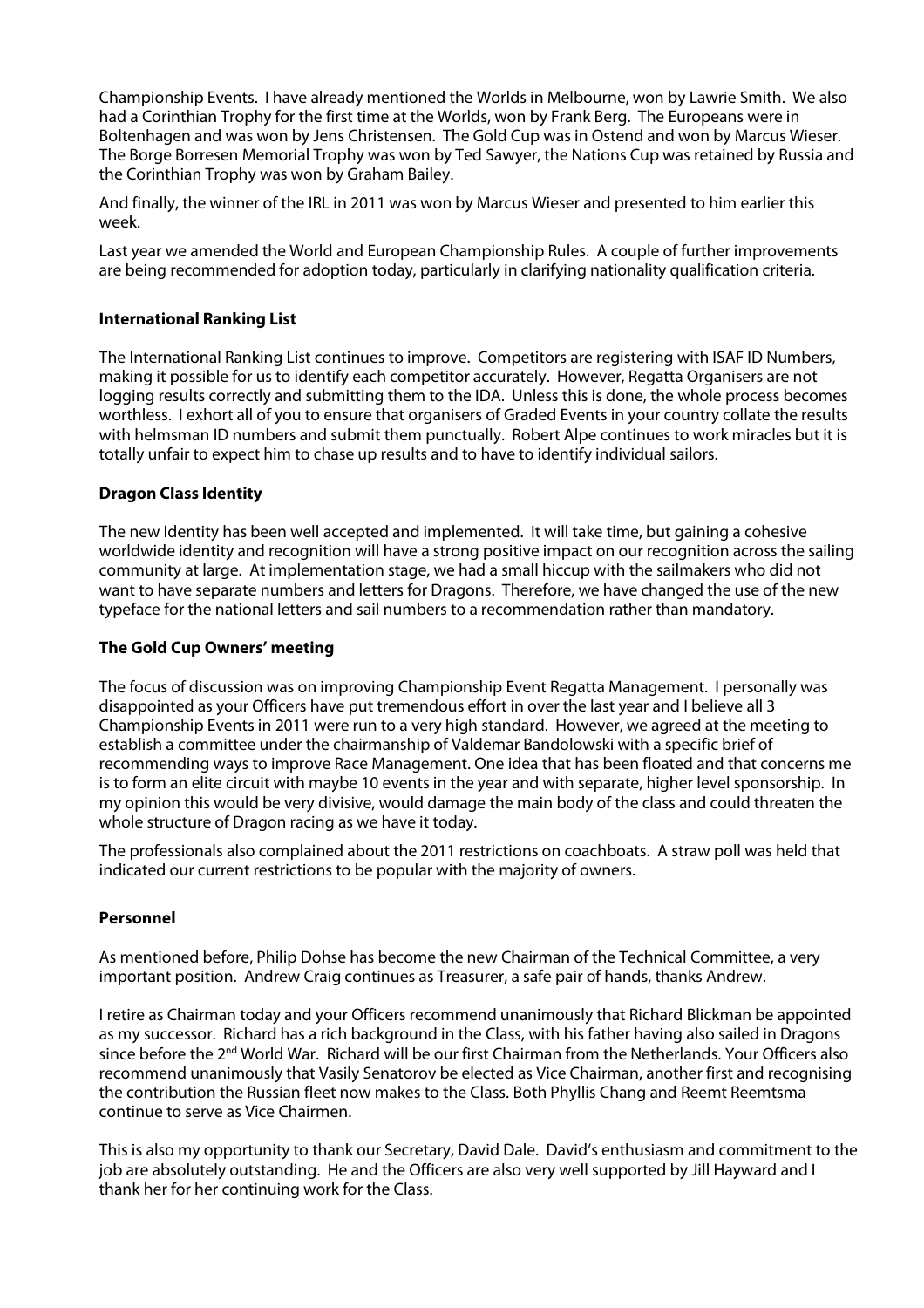Championship Events. I have already mentioned the Worlds in Melbourne, won by Lawrie Smith. We also had a Corinthian Trophy for the first time at the Worlds, won by Frank Berg. The Europeans were in Boltenhagen and was won by Jens Christensen. The Gold Cup was in Ostend and won by Marcus Wieser. The Borge Borresen Memorial Trophy was won by Ted Sawyer, the Nations Cup was retained by Russia and the Corinthian Trophy was won by Graham Bailey.

And finally, the winner of the IRL in 2011 was won by Marcus Wieser and presented to him earlier this week.

Last year we amended the World and European Championship Rules. A couple of further improvements are being recommended for adoption today, particularly in clarifying nationality qualification criteria.

**International Ranking List**

The International Ranking List continues to improve. Competitors are registering with ISAF ID Numbers, making it possible for us to identify each competitor accurately. However, Regatta Organisers are not logging results correctly and submitting them to the IDA. Unless this is done, the whole process becomes worthless. I exhort all of you to ensure that organisers of Graded Events in your country collate the results with helmsman ID numbers and submit them punctually. Robert Alpe continues to work miracles but it is totally unfair to expect him to chase up results and to have to identify individual sailors.

**Dragon Class Identity**

The new Identity has been well accepted and implemented. It will take time, but gaining a cohesive worldwide identity and recognition will have a strong positive impact on our recognition across the sailing community at large. At implementation stage, we had a small hiccup with the sailmakers who did not want to have separate numbers and letters for Dragons. Therefore, we have changed the use of the new typeface for the national letters and sail numbers to a recommendation rather than mandatory.

**The Gold Cup Owners' meeting**

The focus of discussion was on improving Championship Event Regatta Management. I personally was disappointed as your Officers have put tremendous effort in over the last year and I believe all 3 Championship Events in 2011 were run to a very high standard. However, we agreed at the meeting to establish a committee under the chairmanship of Valdemar Bandolowski with a specific brief of recommending ways to improve Race Management. One idea that has been floated and that concerns me is to form an elite circuit with maybe 10 events in the year and with separate, higher level sponsorship. In my opinion this would be very divisive, would damage the main body of the class and could threaten the whole structure of Dragon racing as we have it today.

The professionals also complained about the 2011 restrictions on coachboats. A straw poll was held that indicated our current restrictions to be popular with the majority of owners.

**Personnel**

As mentioned before, Philip Dohse has become the new Chairman of the Technical Committee, a very important position. Andrew Craig continues as Treasurer, a safe pair of hands, thanks Andrew.

I retire as Chairman today and your Officers recommend unanimously that Richard Blickman be appointed as my successor. Richard has a rich background in the Class, with his father having also sailed in Dragons since before the 2nd World War. Richard will be our first Chairman from the Netherlands. Your Officers also recommend unanimously that Vasily Senatorov be elected as Vice Chairman, another first and recognising the contribution the Russian fleet now makes to the Class. Both Phyllis Chang and Reemt Reemtsma continue to serve as Vice Chairmen.

This is also my opportunity to thank our Secretary, David Dale. David's enthusiasm and commitment to the job are absolutely outstanding. He and the Officers are also very well supported by Jill Hayward and I thank her for her continuing work for the Class.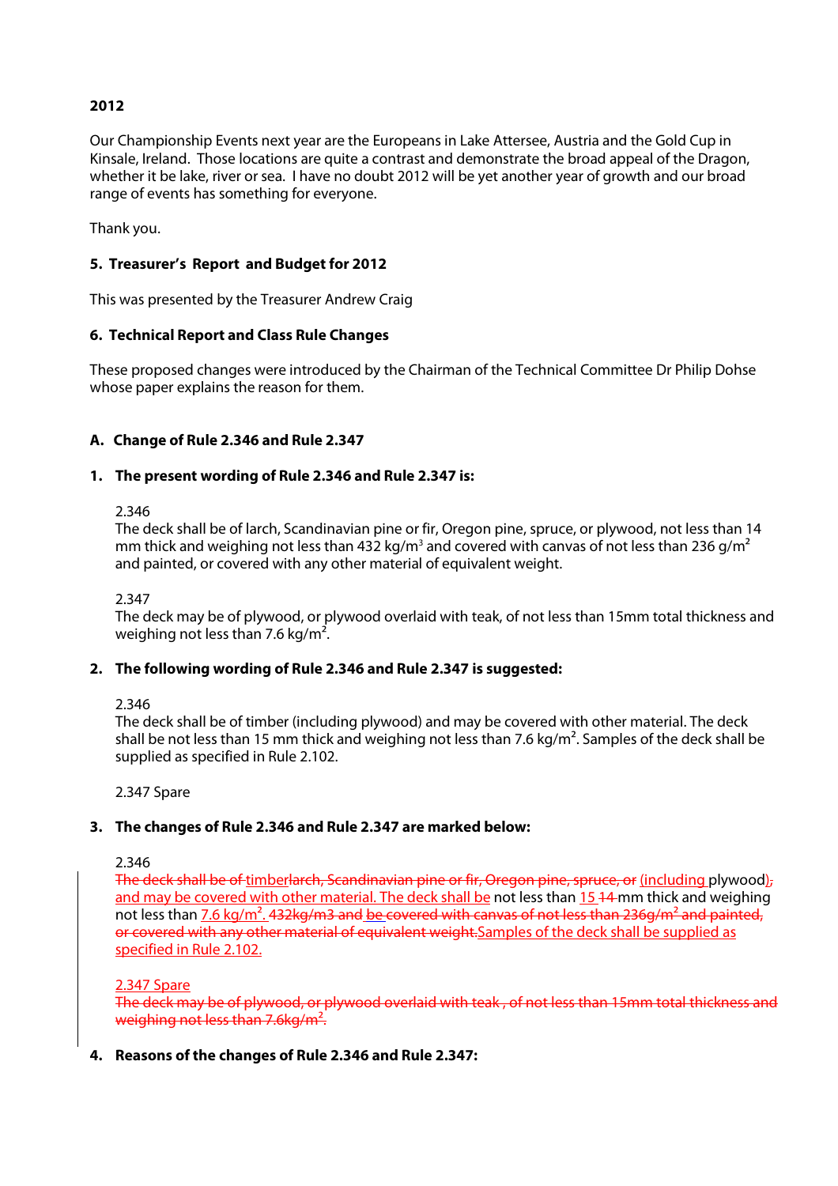**2012**

Our Championship Events next year are the Europeans in Lake Attersee, Austria and the Gold Cup in Kinsale, Ireland. Those locations are quite a contrast and demonstrate the broad appeal of the Dragon, whether it be lake, river or sea. I have no doubt 2012 will be yet another year of growth and our broad range of events has something for everyone.

Thank you.

### 5. Treasurer's Report and Budget for 2012

This was presented by the Treasurer Andrew Craig

### 6. Technical Report and Class Rule Changes

These proposed changes were introduced by the Chairman of the Technical Committee Dr Philip Dohse whose paper explains the reason for them.

### A. Change of Rule 2.346 and Rule 2.347

**1. The present wording of Rule 2.346 and Rule 2.347 is:**

2.346
The deck shall be of larch, Scandinavian pine or fir, Oregon pine, spruce, or plywood, not less than 14 mm thick and weighing not less than 432 kg/m$^3$ and covered with canvas of not less than 236 g/m$^2$ and painted, or covered with any other material of equivalent weight.

2.347
The deck may be of plywood, or plywood overlaid with teak, of not less than 15mm total thickness and weighing not less than 7.6 kg/m$^2$.

**2. The following wording of Rule 2.346 and Rule 2.347 is suggested:**

2.346
The deck shall be of timber (including plywood) and may be covered with other material. The deck shall be not less than 15 mm thick and weighing not less than 7.6 kg/m$^2$. Samples of the deck shall be supplied as specified in Rule 2.102.

2.347 Spare

**3. The changes of Rule 2.346 and Rule 2.347 are marked below:**

2.346
~~The deck shall be of~~ timber~~larch, Scandinavian pine or fir, Oregon pine, spruce, or~~ (including plywood)~~,~~ and may be covered with other material. The deck shall be not less than 15 ~~14~~ mm thick and weighing not less than 7.6 kg/m$^2$. ~~432kg/m3 and~~ ~~be covered with canvas of not less than 236g/m$^2$ and painted, or covered with any other material of equivalent weight.~~ Samples of the deck shall be supplied as specified in Rule 2.102.

2.347 Spare
~~The deck may be of plywood, or plywood overlaid with teak , of not less than 15mm total thickness and weighing not less than 7.6kg/m$^2$.~~

**4. Reasons of the changes of Rule 2.346 and Rule 2.347:**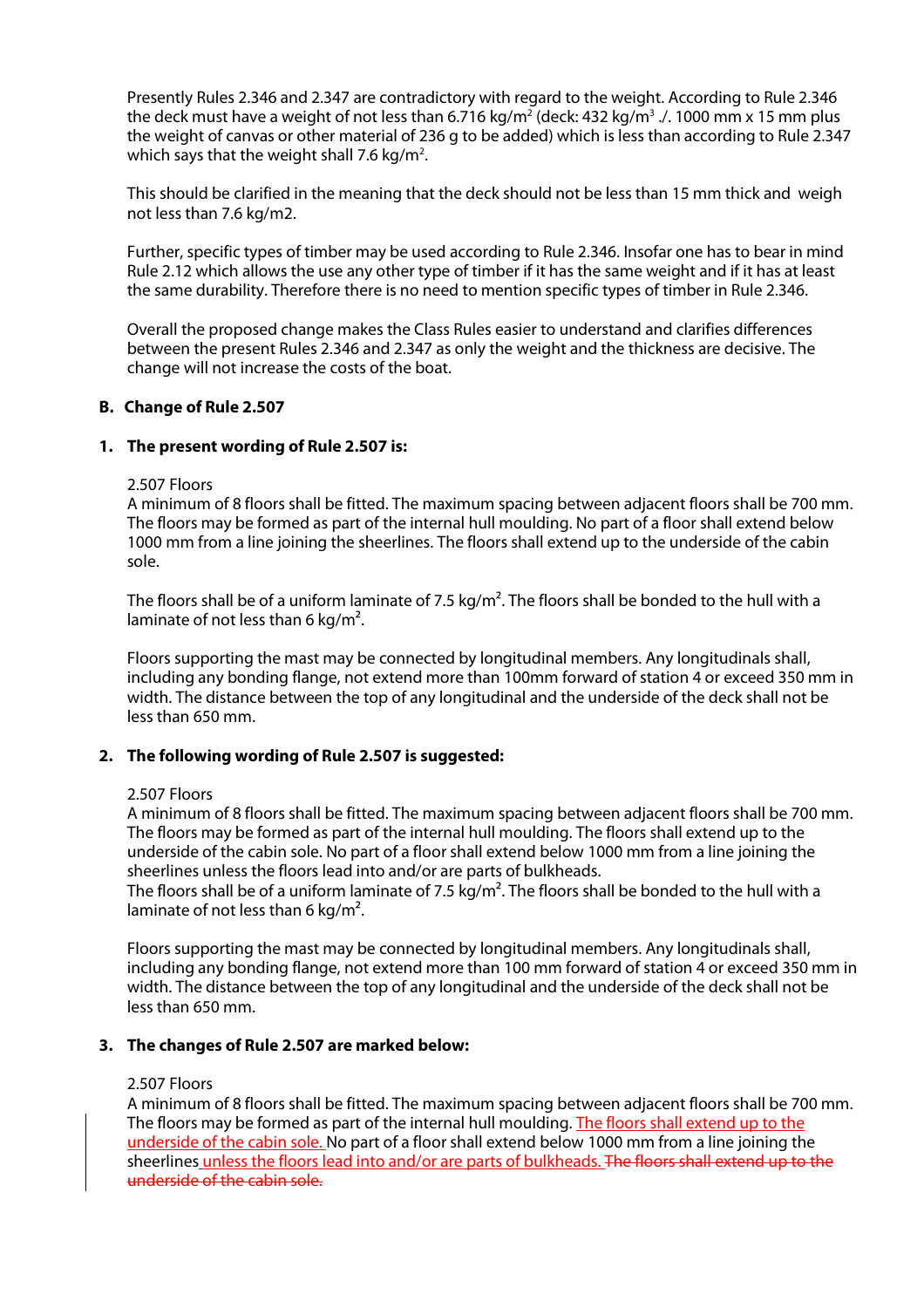Presently Rules 2.346 and 2.347 are contradictory with regard to the weight. According to Rule 2.346 the deck must have a weight of not less than 6.716 kg/m$^2$ (deck: 432 kg/m$^3$ ./. 1000 mm x 15 mm plus the weight of canvas or other material of 236 g to be added) which is less than according to Rule 2.347 which says that the weight shall 7.6 kg/m$^2$.

This should be clarified in the meaning that the deck should not be less than 15 mm thick and weigh not less than 7.6 kg/m2.

Further, specific types of timber may be used according to Rule 2.346. Insofar one has to bear in mind Rule 2.12 which allows the use any other type of timber if it has the same weight and if it has at least the same durability. Therefore there is no need to mention specific types of timber in Rule 2.346.

Overall the proposed change makes the Class Rules easier to understand and clarifies differences between the present Rules 2.346 and 2.347 as only the weight and the thickness are decisive. The change will not increase the costs of the boat.

## B. Change of Rule 2.507

### 1. The present wording of Rule 2.507 is:

2.507 Floors
A minimum of 8 floors shall be fitted. The maximum spacing between adjacent floors shall be 700 mm. The floors may be formed as part of the internal hull moulding. No part of a floor shall extend below 1000 mm from a line joining the sheerlines. The floors shall extend up to the underside of the cabin sole.

The floors shall be of a uniform laminate of 7.5 kg/m². The floors shall be bonded to the hull with a laminate of not less than 6 kg/m².

Floors supporting the mast may be connected by longitudinal members. Any longitudinals shall, including any bonding flange, not extend more than 100mm forward of station 4 or exceed 350 mm in width. The distance between the top of any longitudinal and the underside of the deck shall not be less than 650 mm.

### 2. The following wording of Rule 2.507 is suggested:

2.507 Floors
A minimum of 8 floors shall be fitted. The maximum spacing between adjacent floors shall be 700 mm. The floors may be formed as part of the internal hull moulding. The floors shall extend up to the underside of the cabin sole. No part of a floor shall extend below 1000 mm from a line joining the sheerlines unless the floors lead into and/or are parts of bulkheads.
The floors shall be of a uniform laminate of 7.5 kg/m². The floors shall be bonded to the hull with a laminate of not less than 6 kg/m².

Floors supporting the mast may be connected by longitudinal members. Any longitudinals shall, including any bonding flange, not extend more than 100 mm forward of station 4 or exceed 350 mm in width. The distance between the top of any longitudinal and the underside of the deck shall not be less than 650 mm.

### 3. The changes of Rule 2.507 are marked below:

2.507 Floors
A minimum of 8 floors shall be fitted. The maximum spacing between adjacent floors shall be 700 mm. The floors may be formed as part of the internal hull moulding. <u>The floors shall extend up to the underside of the cabin sole.</u> No part of a floor shall extend below 1000 mm from a line joining the sheerlines<u> unless the floors lead into and/or are parts of bulkheads.</u> ~~The floors shall extend up to the underside of the cabin sole.~~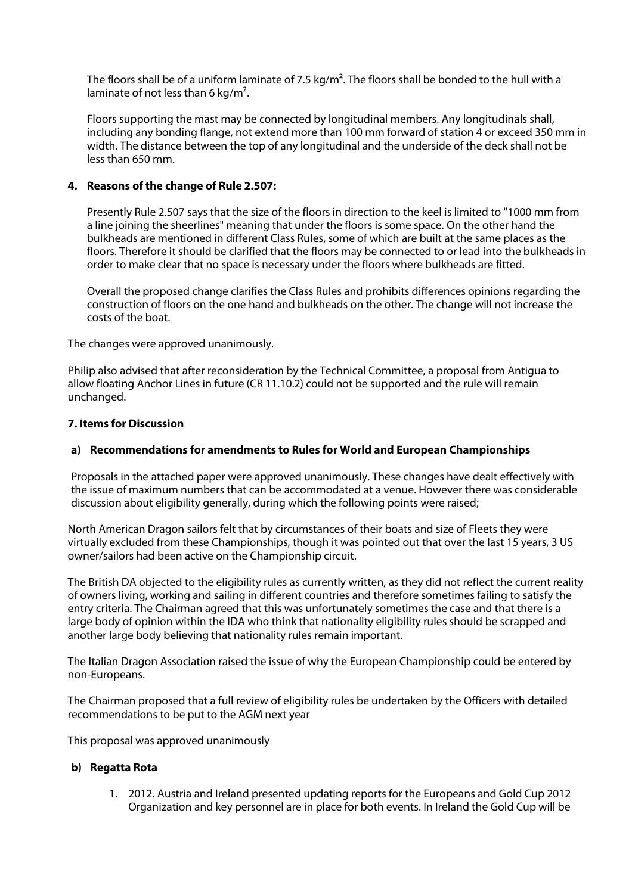The floors shall be of a uniform laminate of 7.5 kg/m². The floors shall be bonded to the hull with a laminate of not less than 6 kg/m².

Floors supporting the mast may be connected by longitudinal members. Any longitudinals shall, including any bonding flange, not extend more than 100 mm forward of station 4 or exceed 350 mm in width. The distance between the top of any longitudinal and the underside of the deck shall not be less than 650 mm.

**4. Reasons of the change of Rule 2.507:**

Presently Rule 2.507 says that the size of the floors in direction to the keel is limited to "1000 mm from a line joining the sheerlines" meaning that under the floors is some space. On the other hand the bulkheads are mentioned in different Class Rules, some of which are built at the same places as the floors. Therefore it should be clarified that the floors may be connected to or lead into the bulkheads in order to make clear that no space is necessary under the floors where bulkheads are fitted.

Overall the proposed change clarifies the Class Rules and prohibits differences opinions regarding the construction of floors on the one hand and bulkheads on the other. The change will not increase the costs of the boat.

The changes were approved unanimously.

Philip also advised that after reconsideration by the Technical Committee, a proposal from Antigua to allow floating Anchor Lines in future (CR 11.10.2) could not be supported and the rule will remain unchanged.

## 7. Items for Discussion

### a) Recommendations for amendments to Rules for World and European Championships

Proposals in the attached paper were approved unanimously. These changes have dealt effectively with the issue of maximum numbers that can be accommodated at a venue. However there was considerable discussion about eligibility generally, during which the following points were raised;

North American Dragon sailors felt that by circumstances of their boats and size of Fleets they were virtually excluded from these Championships, though it was pointed out that over the last 15 years, 3 US owner/sailors had been active on the Championship circuit.

The British DA objected to the eligibility rules as currently written, as they did not reflect the current reality of owners living, working and sailing in different countries and therefore sometimes failing to satisfy the entry criteria. The Chairman agreed that this was unfortunately sometimes the case and that there is a large body of opinion within the IDA who think that nationality eligibility rules should be scrapped and another large body believing that nationality rules remain important.

The Italian Dragon Association raised the issue of why the European Championship could be entered by non-Europeans.

The Chairman proposed that a full review of eligibility rules be undertaken by the Officers with detailed recommendations to be put to the AGM next year

This proposal was approved unanimously

### b) Regatta Rota

1. 2012. Austria and Ireland presented updating reports for the Europeans and Gold Cup 2012 Organization and key personnel are in place for both events. In Ireland the Gold Cup will be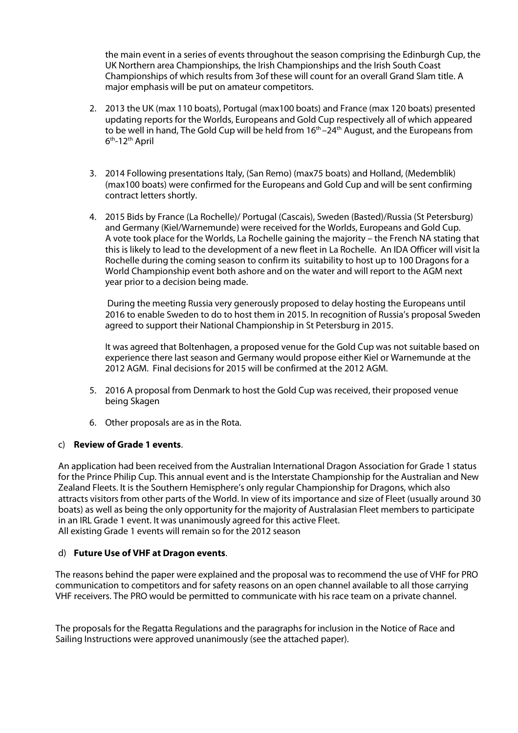the main event in a series of events throughout the season comprising the Edinburgh Cup, the UK Northern area Championships, the Irish Championships and the Irish South Coast Championships of which results from 3of these will count for an overall Grand Slam title. A major emphasis will be put on amateur competitors.

2. 2013 the UK (max 110 boats), Portugal (max100 boats) and France (max 120 boats) presented updating reports for the Worlds, Europeans and Gold Cup respectively all of which appeared to be well in hand, The Gold Cup will be held from 16th –24th August, and the Europeans from 6th-12th April

3. 2014 Following presentations Italy, (San Remo) (max75 boats) and Holland, (Medemblik) (max100 boats) were confirmed for the Europeans and Gold Cup and will be sent confirming contract letters shortly.

4. 2015 Bids by France (La Rochelle)/ Portugal (Cascais), Sweden (Basted)/Russia (St Petersburg) and Germany (Kiel/Warnemunde) were received for the Worlds, Europeans and Gold Cup. A vote took place for the Worlds, La Rochelle gaining the majority – the French NA stating that this is likely to lead to the development of a new fleet in La Rochelle. An IDA Officer will visit la Rochelle during the coming season to confirm its suitability to host up to 100 Dragons for a World Championship event both ashore and on the water and will report to the AGM next year prior to a decision being made.

   During the meeting Russia very generously proposed to delay hosting the Europeans until 2016 to enable Sweden to do to host them in 2015. In recognition of Russia's proposal Sweden agreed to support their National Championship in St Petersburg in 2015.

   It was agreed that Boltenhagen, a proposed venue for the Gold Cup was not suitable based on experience there last season and Germany would propose either Kiel or Warnemunde at the 2012 AGM. Final decisions for 2015 will be confirmed at the 2012 AGM.

5. 2016 A proposal from Denmark to host the Gold Cup was received, their proposed venue being Skagen

6. Other proposals are as in the Rota.

c) **Review of Grade 1 events**.

An application had been received from the Australian International Dragon Association for Grade 1 status for the Prince Philip Cup. This annual event and is the Interstate Championship for the Australian and New Zealand Fleets. It is the Southern Hemisphere's only regular Championship for Dragons, which also attracts visitors from other parts of the World. In view of its importance and size of Fleet (usually around 30 boats) as well as being the only opportunity for the majority of Australasian Fleet members to participate in an IRL Grade 1 event. It was unanimously agreed for this active Fleet.
All existing Grade 1 events will remain so for the 2012 season

d) **Future Use of VHF at Dragon events**.

The reasons behind the paper were explained and the proposal was to recommend the use of VHF for PRO communication to competitors and for safety reasons on an open channel available to all those carrying VHF receivers. The PRO would be permitted to communicate with his race team on a private channel.

The proposals for the Regatta Regulations and the paragraphs for inclusion in the Notice of Race and Sailing Instructions were approved unanimously (see the attached paper).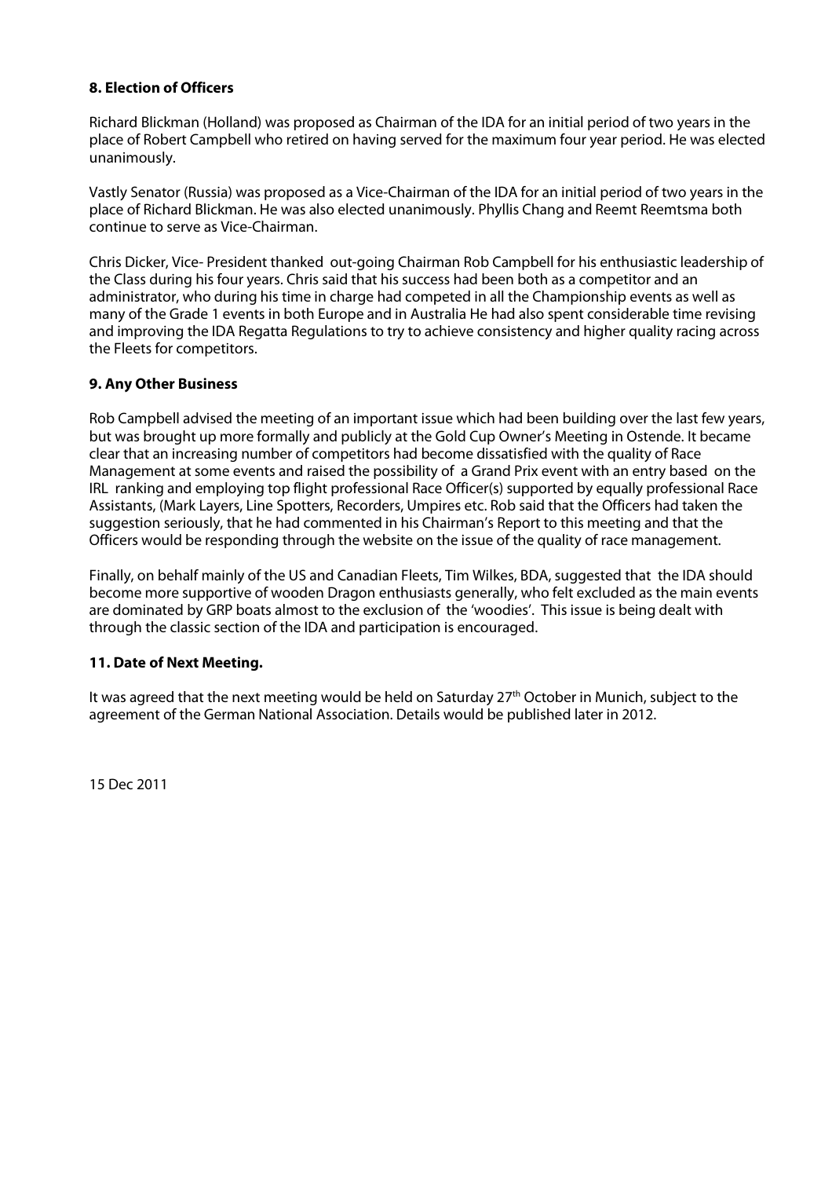### 8. Election of Officers

Richard Blickman (Holland) was proposed as Chairman of the IDA for an initial period of two years in the place of Robert Campbell who retired on having served for the maximum four year period. He was elected unanimously.

Vastly Senator (Russia) was proposed as a Vice-Chairman of the IDA for an initial period of two years in the place of Richard Blickman. He was also elected unanimously. Phyllis Chang and Reemt Reemtsma both continue to serve as Vice-Chairman.

Chris Dicker, Vice- President thanked out-going Chairman Rob Campbell for his enthusiastic leadership of the Class during his four years. Chris said that his success had been both as a competitor and an administrator, who during his time in charge had competed in all the Championship events as well as many of the Grade 1 events in both Europe and in Australia He had also spent considerable time revising and improving the IDA Regatta Regulations to try to achieve consistency and higher quality racing across the Fleets for competitors.

### 9. Any Other Business

Rob Campbell advised the meeting of an important issue which had been building over the last few years, but was brought up more formally and publicly at the Gold Cup Owner's Meeting in Ostende. It became clear that an increasing number of competitors had become dissatisfied with the quality of Race Management at some events and raised the possibility of a Grand Prix event with an entry based on the IRL ranking and employing top flight professional Race Officer(s) supported by equally professional Race Assistants, (Mark Layers, Line Spotters, Recorders, Umpires etc. Rob said that the Officers had taken the suggestion seriously, that he had commented in his Chairman's Report to this meeting and that the Officers would be responding through the website on the issue of the quality of race management.

Finally, on behalf mainly of the US and Canadian Fleets, Tim Wilkes, BDA, suggested that the IDA should become more supportive of wooden Dragon enthusiasts generally, who felt excluded as the main events are dominated by GRP boats almost to the exclusion of the 'woodies'. This issue is being dealt with through the classic section of the IDA and participation is encouraged.

### 11. Date of Next Meeting.

It was agreed that the next meeting would be held on Saturday 27th October in Munich, subject to the agreement of the German National Association. Details would be published later in 2012.

15 Dec 2011